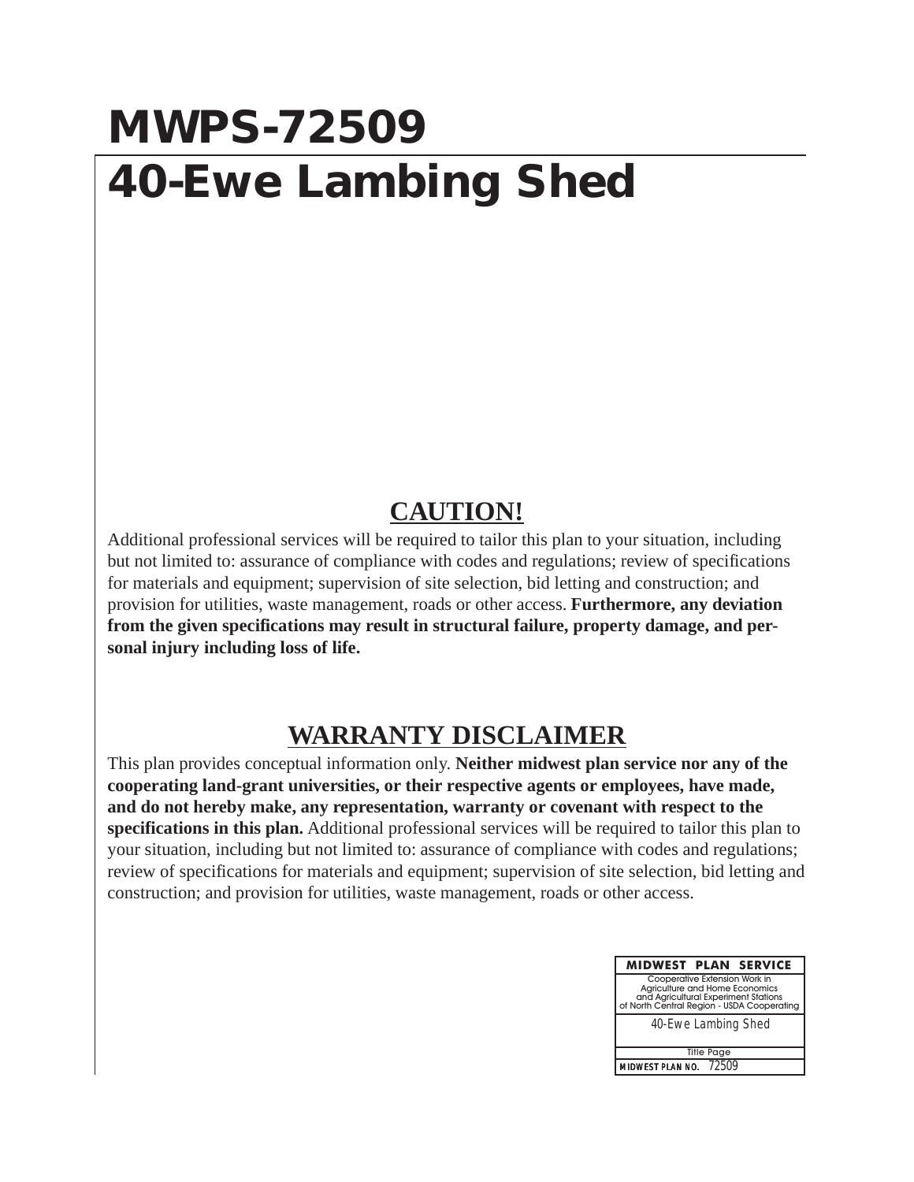# MWPS-72509

# 40-Ewe Lambing Shed

## CAUTION!

Additional professional services will be required to tailor this plan to your situation, including but not limited to: assurance of compliance with codes and regulations; review of specifications for materials and equipment; supervision of site selection, bid letting and construction; and provision for utilities, waste management, roads or other access. **Furthermore, any deviation from the given specifications may result in structural failure, property damage, and personal injury including loss of life.**

## WARRANTY DISCLAIMER

This plan provides conceptual information only. **Neither midwest plan service nor any of the cooperating land-grant universities, or their respective agents or employees, have made, and do not hereby make, any representation, warranty or covenant with respect to the specifications in this plan.** Additional professional services will be required to tailor this plan to your situation, including but not limited to: assurance of compliance with codes and regulations; review of specifications for materials and equipment; supervision of site selection, bid letting and construction; and provision for utilities, waste management, roads or other access.

| MIDWEST PLAN SERVICE |
| --- |
| Cooperative Extension Work in Agriculture and Home Economics and Agricultural Experiment Stations of North Central Region - USDA Cooperating |
| 40-Ewe Lambing Shed |
| Title Page |
| MIDWEST PLAN NO. 72509 |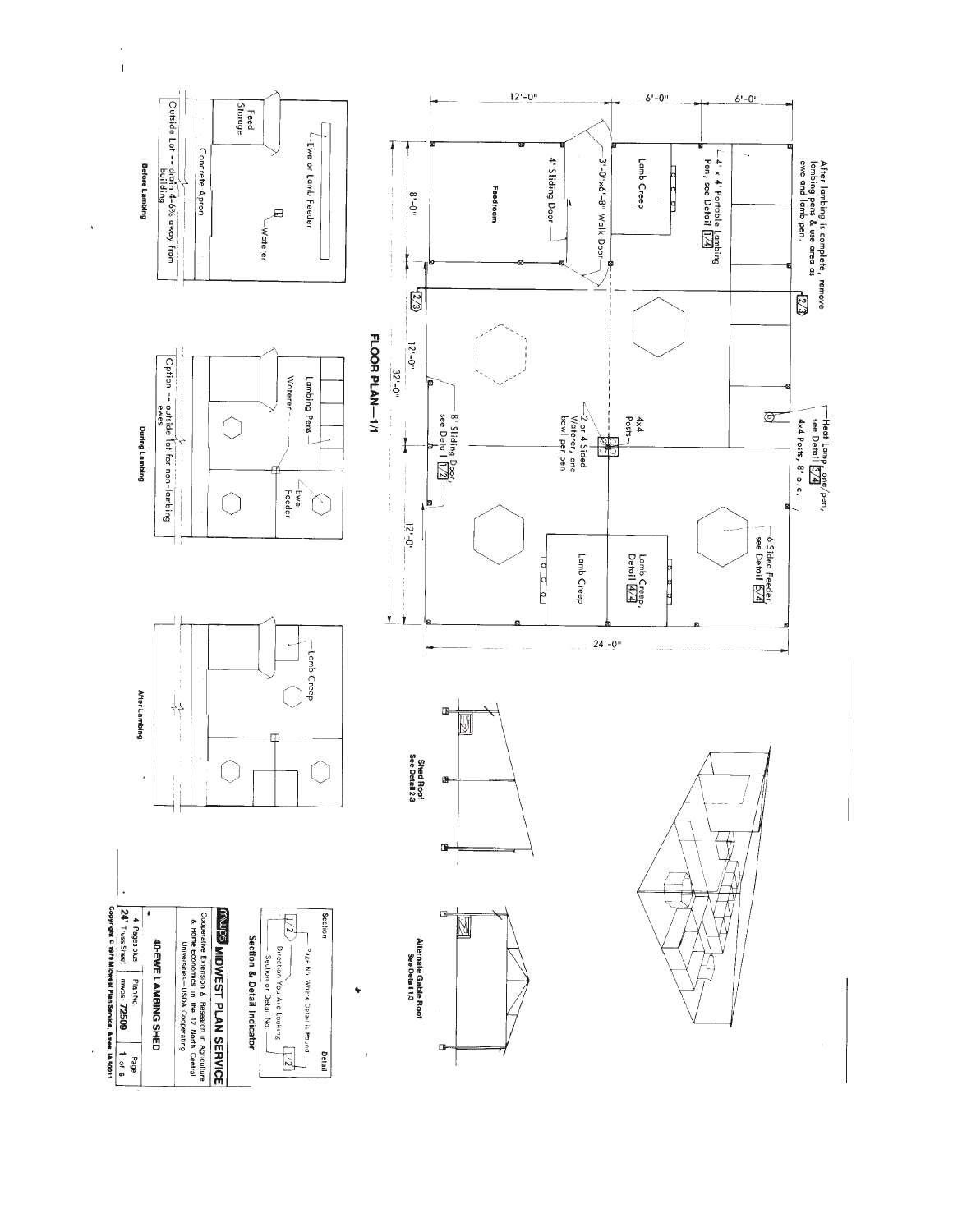# FLOOR PLAN—1/1

After lambing is complete, remove lambing pens & use area as ewe and lamb pen.

4' x 4' Portable Lambing Pen, see Detail 1/4

Lamb Creep

3'-0"x6'-8" Walk Door

4' Sliding Door

Feedroom

Heat Lamp, one/pen, see Detail 5/4

4x4 Posts, 8' o.c.

4x4 Posts

2 or 4 Sided Waterer, one bowl per pen

8' Sliding Door, see Detail 1/2

6 Sided Feeder, see Detail 5/4

Lamb Creep, Detail 4/4

Lamb Creep

12'-0" | 6'-0" | 6'-0" | 24'-0"

8'-0" | 12'-0" | 12'-0" | 32'-0"

2/3

**Before Lambing**

Feed Storage

Ewe or Lamb Feeder

Waterer

Concrete Apron

Outside Lot -- drain 4-6% away from building

**During Lambing**

Lambing Pens

Waterer

Ewe Feeder

Option -- outside lot for non-lambing ewes

**After Lambing**

Lamb Creep

**Shed Roof**
**See Detail 2/3**

**Alternate Gable Roof**
**See Detail 1/3**

## Section & Detail Indicator

Section — Detail

Page No. Where Detail is Found

Direction You Are Looking

Section or Detail No.

**MWPS MIDWEST PLAN SERVICE**

Cooperative Extension & Research in Agriculture & Home Economics in the 12 North Central Universities—USDA Cooperating

**40-EWE LAMBING SHED**

| 4 Pages plus 24" Truss Sheet | Plan No. mwps 72509 | Page 1 of 6 |
|---|---|---|

Copyright © 1979 Midwest Plan Service, Ames, IA 50011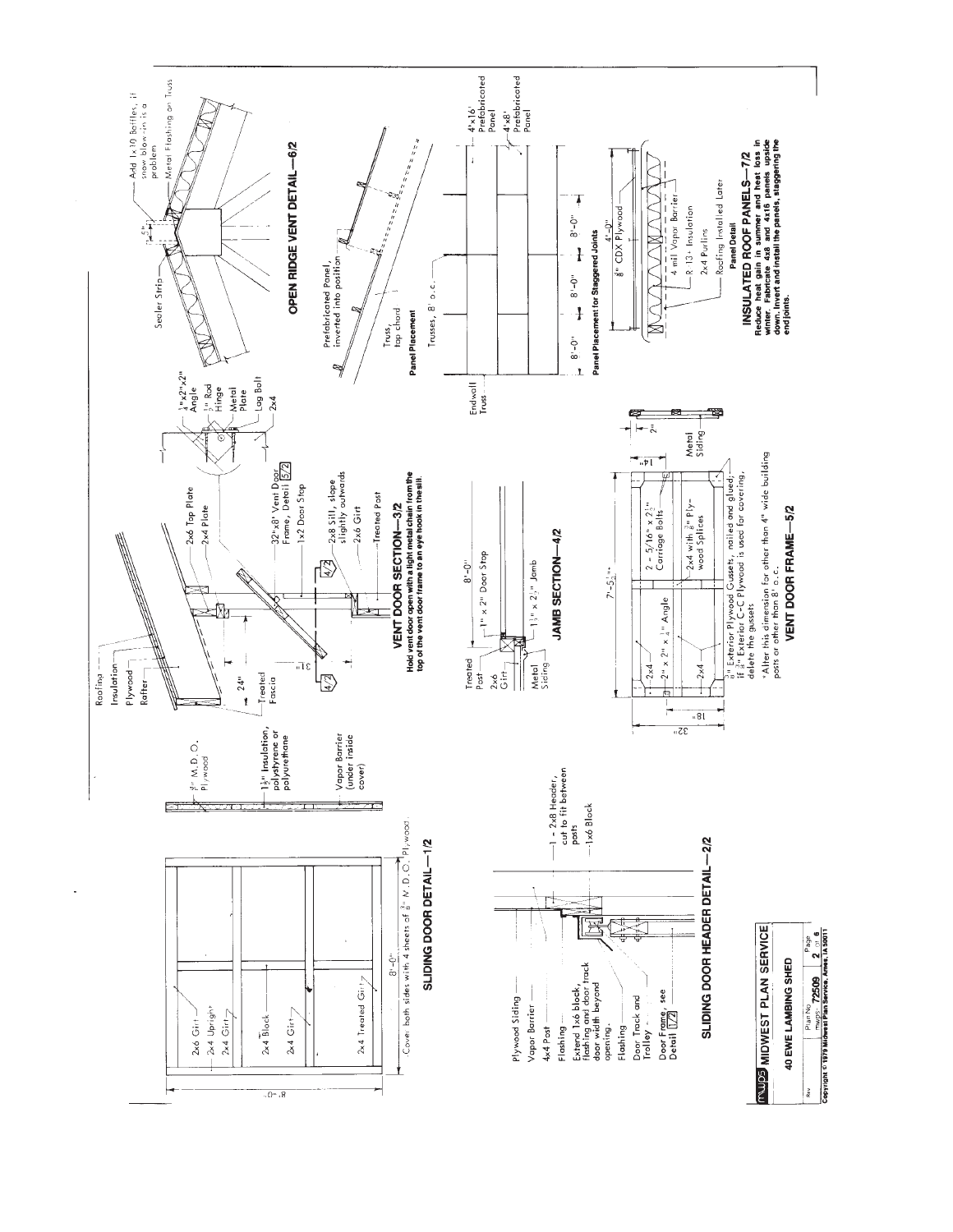## SLIDING DOOR DETAIL—1/2

2x6 Girt
2x4 Upright
2x4 Girt
2x4 Block
2x4 Girt
2x4 Treated Girt

8'-0"

8'-0"

Cover both sides with 4 sheets of 3/8" M.D.O. Plywood.

3/8" M.D.O. Plywood

1 1/2" Insulation, polystyrene or polyurethane

Vapor Barrier (under inside cover)

## SLIDING DOOR HEADER DETAIL—2/2

Plywood Siding
Vapor Barrier
4x4 Post
Flashing
Extend 1x6 block, flashing and door track door width beyond opening.
Flashing
Door Track and Trolley
Door Frame, see Detail 1/2

1 - 2x8 Header, cut to fit between posts
1x6 Block

## VENT DOOR SECTION—3/2

Roofing
Insulation
Plywood
Rafter
Treated Fascia
24"
3'
2x6 Top Plate
2x4 Plate
32"x8' Vent Door Frame, Detail 5/2
1x2 Door Stop
2x8 Sill, slope slightly outwards
2x6 Girt
Treated Post
4/2

1/4"x2"x2" Angle
3/8" Rod Hinge
Metal Plate
Lag Bolt
2x4

**Hold vent door open with a light metal chain from the top of the vent door frame to an eye hook in the sill.**

## JAMB SECTION—4/2

Treated Post
2x6 Girt
Metal Siding
8'-0"
1" x 2" Door Stop
1 1/2" x 2 1/2" Jamb

## VENT DOOR FRAME—5/2

7'-5 1/2"*
14"
2"
18"
32"
2x4
2" x 2" x 1/4" Angle
2x4
2 - 5/16" x 2 1/2" Carriage Bolts
2x4 with 3/8" Plywood Splices
Metal Siding

3/8" Exterior Plywood Gussets, nailed and glued; if 3/8" Exterior C-C Plywood is used for covering, delete the gussets

*Alter this dimension for other than 4" wide building posts or other than 8' o.c.

## OPEN RIDGE VENT DETAIL—6/2

Sealer Strip
5"
Add 1x10 Baffles, if snow blow-in is a problem
Metal Flashing on Truss

## INSULATED ROOF PANELS—7/2

Prefabricated Panel, inverted into position
Truss, top chord
**Panel Placement**

Endwall Truss
Trusses, 8' o.c.
4'x16' Prefabricated Panel
4'x8' Prefabricated Panel
8'-0"
8'-0"
8'-0"
**Panel Placement for Staggered Joints**

**Panel Detail**
4'-0"
3/8" CDX Plywood
4 mil Vapor Barrier
R-13+ Insulation
2x4 Purlins
Roofing Installed Later

**Reduce heat gain in summer and heat loss in winter. Fabricate 4x8 and 4x16 panels upside down. Invert and install the panels, staggering the end joints.**

---

**MWPS MIDWEST PLAN SERVICE**

**40 EWE LAMBING SHED**

| Rev | Plan No. 72509 | Page 2 of 5 |
|---|---|---|

Copyright © 1979 Midwest Plan Service, Ames, IA 50011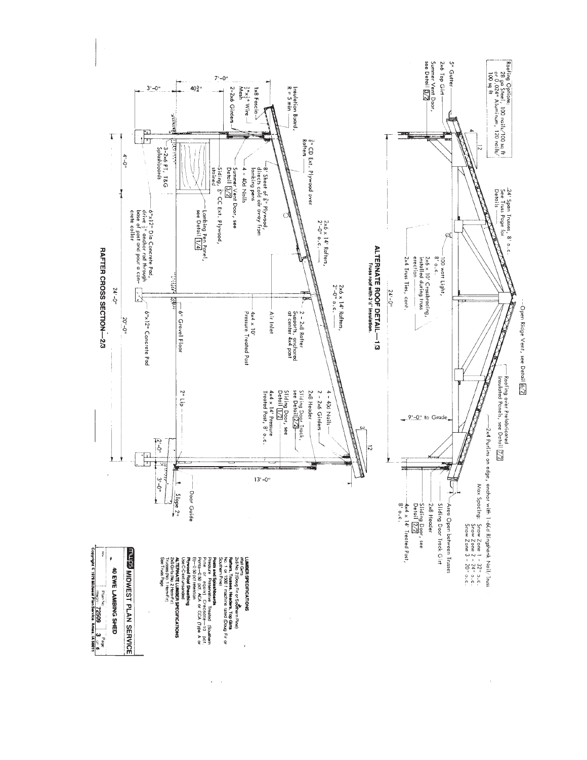Roofing Options:
28 ga Steel, 100 nails/100 sq ft
or 0.024" Aluminum, 120 nails/100 sq ft

5" Gutter

2x6 Top Girt

Summer Vent Door, see Detail 3/2

.24' Span Trusses, 8' o.c.
See Truss Page for Details

Open Ridge Vent, see Detail 6/2

Roofing over Prefabricated Insulated Panels, see Detail 7/2

2x4 Purlins on edge, anchor with 1-60d Ringshank Nail/Truss
Max Spacing: Snow Zone 1 - 32" o.c.
Snow Zone 2 - 24" o.c.
Snow Zone 3 - 20" o.c.

100 watt Light, 8' o.c.

2x6 x 10' Crossbracing, installed during truss erection

2x4 Truss Ties, cont.

24'-0"

9'-0" to Grade

Area Open between Trusses

Sliding Door Track Girt

2x6 Header

Sliding Door, see Detail 2/2

4x4 x 14' Treated Post, 8' o.c.

## ALTERNATE ROOF DETAIL—1/3

Truss roof with 3 1/2" insulation.

7'-0"

3'-0"

40 3/4"

Insulation Board, R = 5 min

1x8 Fascia

1/2"x1/2" Wire Mesh

2-2x6 Girders

3/8" CD Ext. Plywood over Rafters

8' Sheet of 3/8" Plywood, directs cold air away from lambing pens

4 - 40d Nails

Summer Vent Door, see Detail 3/2

Siding 3/8" CC Ext. Plywood, stained

Lambing Pen Panel, see Detail 1/4

3-2x6 PT, T&G Splashboards

6"x12" Dia Concrete Pad, drive 1/2" anchor rod through base of post and pour a concrete collar

4'-0"

2x6 x 14' Rafters, 2'-0" o.c.

2x6 x 14' Rafters, 2'-0" o.c.

2 - 2x8 Rafter Supports, anchored at center 4x4 post

4x4 x 10' Pressure Treated Post

Air Inlet

6" Gravel Floor

6"x12" Concrete Pad

4 - 40d Nails

2 - 2x6 Girders

2x6 Header

Sliding Door Track, see Detail 2/2

Sliding Door, see Detail 1/2

4x4 x 14' Pressure Treated Post, 8' o.c.

13'-0"

2" Lip

2'-0"

3'-0"

Door Guide

Slope 2"

24'-0"

20'-0"

## RAFTER CROSS SECTION—2/3

**LUMBER SPECIFICATIONS**
Wall Girts
2x6 No. 2 (Doug Fir or Southern Pine)
**Rafters, Trusses, Headers, Top Girts**
No. 1 or 1500 f machine rated (Doug Fir or Southern Pine)
**Posts and Splashboards**
Pressure Preservative Treated (Southern Pine or equiv) Creosote—10 pcf, Penta—0.50 pcf, ACA or CCA (type A or B)—0.50 pcf retention
**Plywood Roof Sheathing**
Use C-C ext unsanded
**ALTERNATE LUMBER SPECIFICATIONS**
2x6 Girts (No. 2 Hem-Fir)
Trusses (No. 1 Hem-Fir)
See Truss Page

**MWPS MIDWEST PLAN SERVICE**

**40 EWE LAMBING SHED**

Plan No. mwps-72509 | Page 3 of 6

Copyright © 1978 Midwest Plan Service, Ames, IA 50011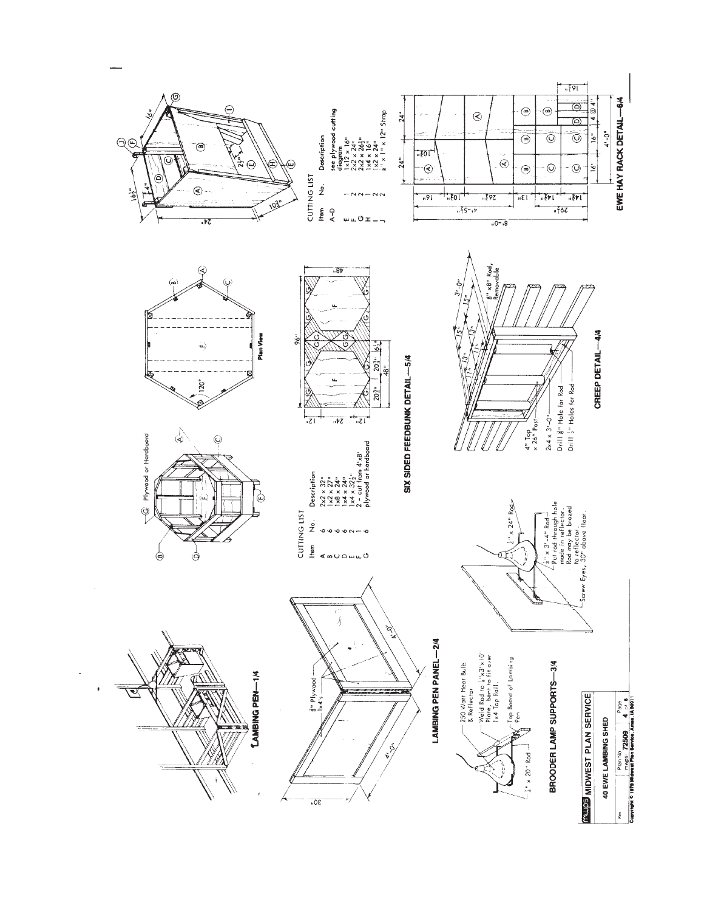## LAMBING PEN—1/4

## LAMBING PEN PANEL—2/4

3/8" Plywood
1x4's

30"
4'-0"
4'-0"

## BROODER LAMP SUPPORTS—3/4

250 Watt Heat Bulb & Reflector
Weld Rod to 1/8"x3"x10" Plate, bent to fit over 1x4 Top Rail.
Top Board of Lambing Pen
1/4" x 20" Rod

1/4" x 24" Rod
1/4" x 3'-4" Rod
Put rod through hole made in reflector. Rod may be brazed to reflector.
Screw Eyes, 30" above floor.

## SIX SIDED FEEDBUNK DETAIL—5/4

G Plywood or Hardboard

CUTTING LIST

| Item | No. | Description |
|---|---|---|
| A | 6 | 2x2 x 32" |
| B | 6 | 1x2 x 27" |
| C | 6 | 1x8 x 24" |
| D | 6 | 1x4 x 24" |
| E | 2 | 1x4 x 32 1/2" |
| F | 1 | 2 - cut from 4'x8' |
| G | 6 | plywood or hardboard |

Plan View
120°

96"
48"
12"
24"
12"
20 3/4"
20 3/4"
6 1/2"
48"

## CREEP DETAIL—4/4

3'-0"
15"
15"
13"
13"
11"
11"
5/8" x 8" Rod, Removable
4" Top x 26" Post
2x4 x 3'-0"
Drill 3/4" Hole for Rod
Drill 1/2" Holes for Rod

## EWE HAY RACK DETAIL—6/4

24"
16 1/2"
16"
4"
4"
2 1/2"
10 3/4"

CUTTING LIST

| Item | No. | Description |
|---|---|---|
| A-D | | see plywood cutting diagram |
| E | 1 | 1x12 x 16" |
| F | 2 | 2x2 x 24" |
| G | 2 | 2x2 x 26 1/2" |
| H | 1 | 1x4 x 16" |
| I | 2 | 1x2 x 24" |
| J | 2 | 1/8" x 1" x 12" Strap |

24"
24"
16"
10 3/4"
26 1/2"
13"
14 1/2"
14 1/2"
4'-5 1/2"
29 1/2"
8'-0"
16"
16"
4 @ 4"
16 1/2"
4'-0"

MWPS MIDWEST PLAN SERVICE
40 EWE LAMBING SHED
Rev | Plan No. mwps-72509 | Page 4 of 6
Copyright © 1978 Midwest Plan Service, Ames, IA 50011